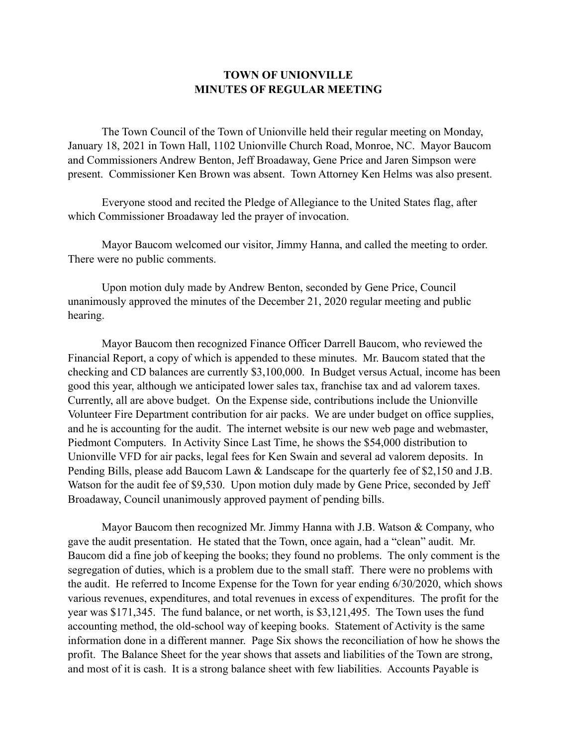# TOWN OF UNIONVILLE
## MINUTES OF REGULAR MEETING

The Town Council of the Town of Unionville held their regular meeting on Monday, January 18, 2021 in Town Hall, 1102 Unionville Church Road, Monroe, NC. Mayor Baucom and Commissioners Andrew Benton, Jeff Broadaway, Gene Price and Jaren Simpson were present. Commissioner Ken Brown was absent. Town Attorney Ken Helms was also present.

Everyone stood and recited the Pledge of Allegiance to the United States flag, after which Commissioner Broadaway led the prayer of invocation.

Mayor Baucom welcomed our visitor, Jimmy Hanna, and called the meeting to order. There were no public comments.

Upon motion duly made by Andrew Benton, seconded by Gene Price, Council unanimously approved the minutes of the December 21, 2020 regular meeting and public hearing.

Mayor Baucom then recognized Finance Officer Darrell Baucom, who reviewed the Financial Report, a copy of which is appended to these minutes. Mr. Baucom stated that the checking and CD balances are currently $3,100,000. In Budget versus Actual, income has been good this year, although we anticipated lower sales tax, franchise tax and ad valorem taxes. Currently, all are above budget. On the Expense side, contributions include the Unionville Volunteer Fire Department contribution for air packs. We are under budget on office supplies, and he is accounting for the audit. The internet website is our new web page and webmaster, Piedmont Computers. In Activity Since Last Time, he shows the $54,000 distribution to Unionville VFD for air packs, legal fees for Ken Swain and several ad valorem deposits. In Pending Bills, please add Baucom Lawn & Landscape for the quarterly fee of $2,150 and J.B. Watson for the audit fee of $9,530. Upon motion duly made by Gene Price, seconded by Jeff Broadaway, Council unanimously approved payment of pending bills.

Mayor Baucom then recognized Mr. Jimmy Hanna with J.B. Watson & Company, who gave the audit presentation. He stated that the Town, once again, had a "clean" audit. Mr. Baucom did a fine job of keeping the books; they found no problems. The only comment is the segregation of duties, which is a problem due to the small staff. There were no problems with the audit. He referred to Income Expense for the Town for year ending 6/30/2020, which shows various revenues, expenditures, and total revenues in excess of expenditures. The profit for the year was $171,345. The fund balance, or net worth, is $3,121,495. The Town uses the fund accounting method, the old-school way of keeping books. Statement of Activity is the same information done in a different manner. Page Six shows the reconciliation of how he shows the profit. The Balance Sheet for the year shows that assets and liabilities of the Town are strong, and most of it is cash. It is a strong balance sheet with few liabilities. Accounts Payable is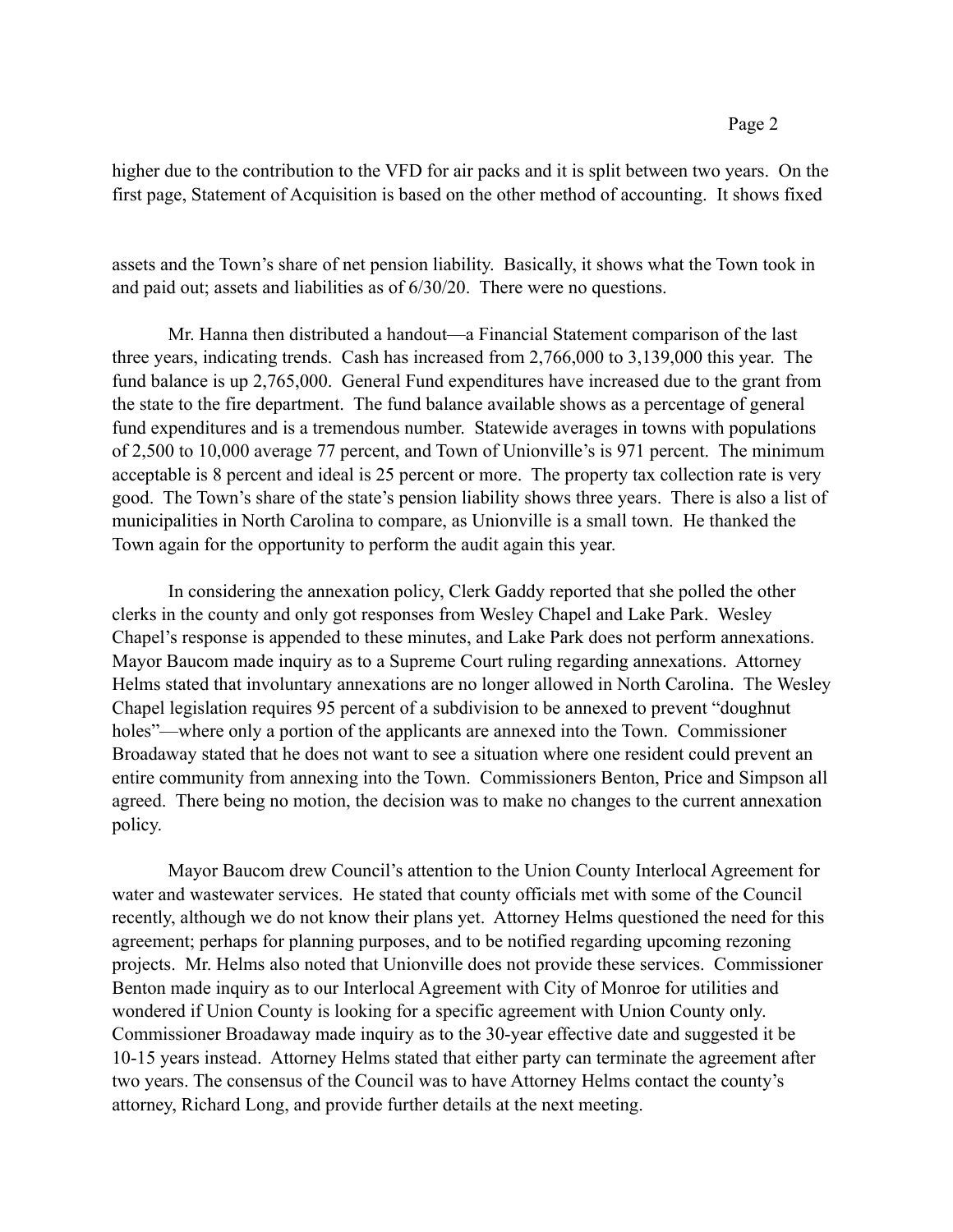higher due to the contribution to the VFD for air packs and it is split between two years. On the first page, Statement of Acquisition is based on the other method of accounting. It shows fixed

assets and the Town's share of net pension liability. Basically, it shows what the Town took in and paid out; assets and liabilities as of 6/30/20. There were no questions.

Mr. Hanna then distributed a handout—a Financial Statement comparison of the last three years, indicating trends. Cash has increased from 2,766,000 to 3,139,000 this year. The fund balance is up 2,765,000. General Fund expenditures have increased due to the grant from the state to the fire department. The fund balance available shows as a percentage of general fund expenditures and is a tremendous number. Statewide averages in towns with populations of 2,500 to 10,000 average 77 percent, and Town of Unionville's is 971 percent. The minimum acceptable is 8 percent and ideal is 25 percent or more. The property tax collection rate is very good. The Town's share of the state's pension liability shows three years. There is also a list of municipalities in North Carolina to compare, as Unionville is a small town. He thanked the Town again for the opportunity to perform the audit again this year.

In considering the annexation policy, Clerk Gaddy reported that she polled the other clerks in the county and only got responses from Wesley Chapel and Lake Park. Wesley Chapel's response is appended to these minutes, and Lake Park does not perform annexations. Mayor Baucom made inquiry as to a Supreme Court ruling regarding annexations. Attorney Helms stated that involuntary annexations are no longer allowed in North Carolina. The Wesley Chapel legislation requires 95 percent of a subdivision to be annexed to prevent "doughnut holes"—where only a portion of the applicants are annexed into the Town. Commissioner Broadaway stated that he does not want to see a situation where one resident could prevent an entire community from annexing into the Town. Commissioners Benton, Price and Simpson all agreed. There being no motion, the decision was to make no changes to the current annexation policy.

Mayor Baucom drew Council's attention to the Union County Interlocal Agreement for water and wastewater services. He stated that county officials met with some of the Council recently, although we do not know their plans yet. Attorney Helms questioned the need for this agreement; perhaps for planning purposes, and to be notified regarding upcoming rezoning projects. Mr. Helms also noted that Unionville does not provide these services. Commissioner Benton made inquiry as to our Interlocal Agreement with City of Monroe for utilities and wondered if Union County is looking for a specific agreement with Union County only. Commissioner Broadaway made inquiry as to the 30-year effective date and suggested it be 10-15 years instead. Attorney Helms stated that either party can terminate the agreement after two years. The consensus of the Council was to have Attorney Helms contact the county's attorney, Richard Long, and provide further details at the next meeting.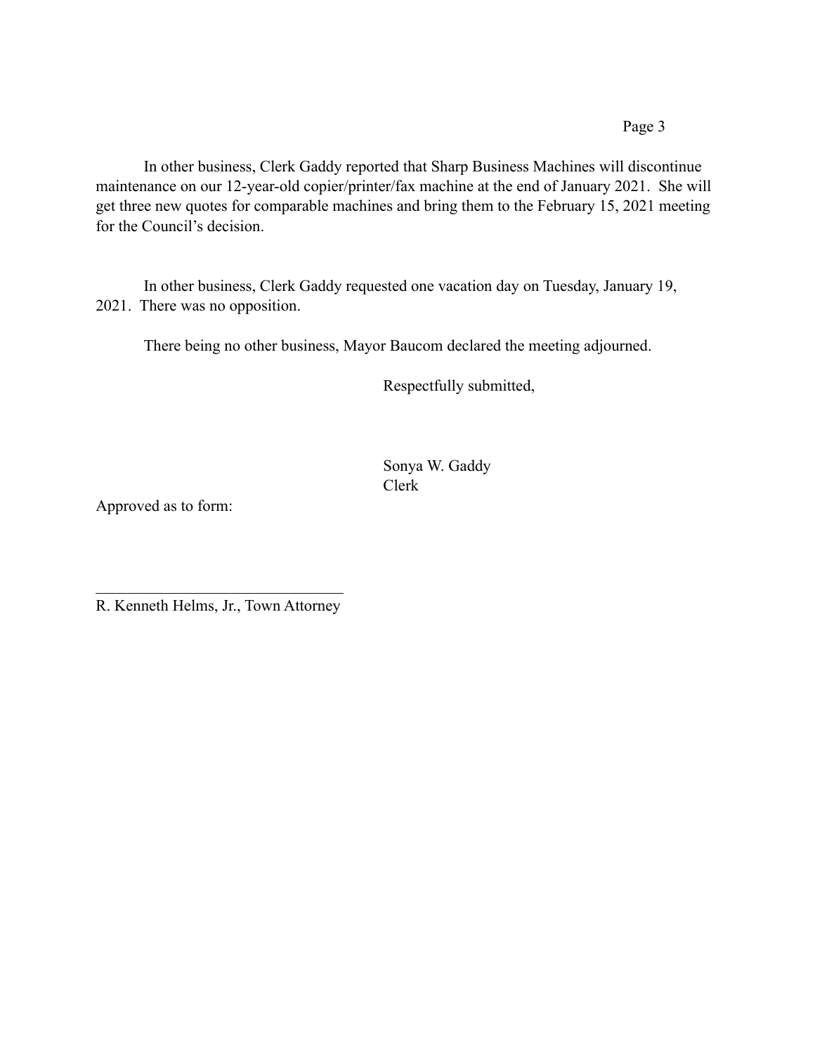In other business, Clerk Gaddy reported that Sharp Business Machines will discontinue maintenance on our 12-year-old copier/printer/fax machine at the end of January 2021. She will get three new quotes for comparable machines and bring them to the February 15, 2021 meeting for the Council's decision.

In other business, Clerk Gaddy requested one vacation day on Tuesday, January 19, 2021. There was no opposition.

There being no other business, Mayor Baucom declared the meeting adjourned.

Respectfully submitted,

Sonya W. Gaddy
Clerk

Approved as to form:

\_\_\_\_\_\_\_\_\_\_\_\_\_\_\_\_\_\_\_\_\_\_\_\_\_\_\_\_\_\_\_\_
R. Kenneth Helms, Jr., Town Attorney